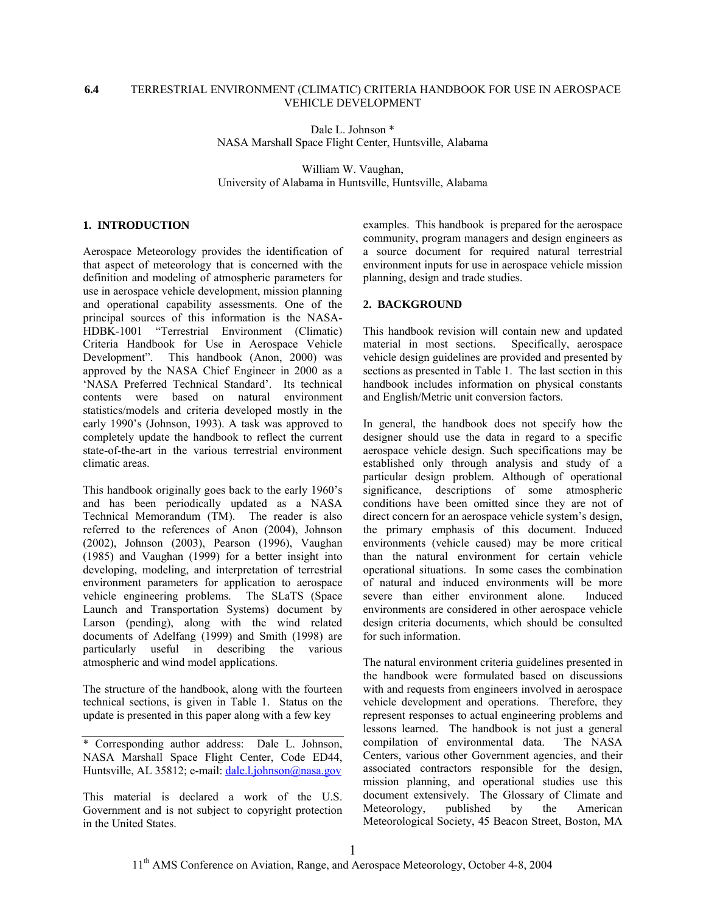# 6.4 TERRESTRIAL ENVIRONMENT (CLIMATIC) CRITERIA HANDBOOK FOR USE IN AEROSPACE VEHICLE DEVELOPMENT

Dale L. Johnson *
NASA Marshall Space Flight Center, Huntsville, Alabama

William W. Vaughan,
University of Alabama in Huntsville, Huntsville, Alabama

## 1. INTRODUCTION

Aerospace Meteorology provides the identification of that aspect of meteorology that is concerned with the definition and modeling of atmospheric parameters for use in aerospace vehicle development, mission planning and operational capability assessments. One of the principal sources of this information is the NASA-HDBK-1001 "Terrestrial Environment (Climatic) Criteria Handbook for Use in Aerospace Vehicle Development". This handbook (Anon, 2000) was approved by the NASA Chief Engineer in 2000 as a 'NASA Preferred Technical Standard'. Its technical contents were based on natural environment statistics/models and criteria developed mostly in the early 1990's (Johnson, 1993). A task was approved to completely update the handbook to reflect the current state-of-the-art in the various terrestrial environment climatic areas.

This handbook originally goes back to the early 1960's and has been periodically updated as a NASA Technical Memorandum (TM). The reader is also referred to the references of Anon (2004), Johnson (2002), Johnson (2003), Pearson (1996), Vaughan (1985) and Vaughan (1999) for a better insight into developing, modeling, and interpretation of terrestrial environment parameters for application to aerospace vehicle engineering problems. The SLaTS (Space Launch and Transportation Systems) document by Larson (pending), along with the wind related documents of Adelfang (1999) and Smith (1998) are particularly useful in describing the various atmospheric and wind model applications.

The structure of the handbook, along with the fourteen technical sections, is given in Table 1. Status on the update is presented in this paper along with a few key examples. This handbook is prepared for the aerospace community, program managers and design engineers as a source document for required natural terrestrial environment inputs for use in aerospace vehicle mission planning, design and trade studies.

\* Corresponding author address: Dale L. Johnson, NASA Marshall Space Flight Center, Code ED44, Huntsville, AL 35812; e-mail: dale.l.johnson@nasa.gov

This material is declared a work of the U.S. Government and is not subject to copyright protection in the United States.

## 2. BACKGROUND

This handbook revision will contain new and updated material in most sections. Specifically, aerospace vehicle design guidelines are provided and presented by sections as presented in Table 1. The last section in this handbook includes information on physical constants and English/Metric unit conversion factors.

In general, the handbook does not specify how the designer should use the data in regard to a specific aerospace vehicle design. Such specifications may be established only through analysis and study of a particular design problem. Although of operational significance, descriptions of some atmospheric conditions have been omitted since they are not of direct concern for an aerospace vehicle system's design, the primary emphasis of this document. Induced environments (vehicle caused) may be more critical than the natural environment for certain vehicle operational situations. In some cases the combination of natural and induced environments will be more severe than either environment alone. Induced environments are considered in other aerospace vehicle design criteria documents, which should be consulted for such information.

The natural environment criteria guidelines presented in the handbook were formulated based on discussions with and requests from engineers involved in aerospace vehicle development and operations. Therefore, they represent responses to actual engineering problems and lessons learned. The handbook is not just a general compilation of environmental data. The NASA Centers, various other Government agencies, and their associated contractors responsible for the design, mission planning, and operational studies use this document extensively. The Glossary of Climate and Meteorology, published by the American Meteorological Society, 45 Beacon Street, Boston, MA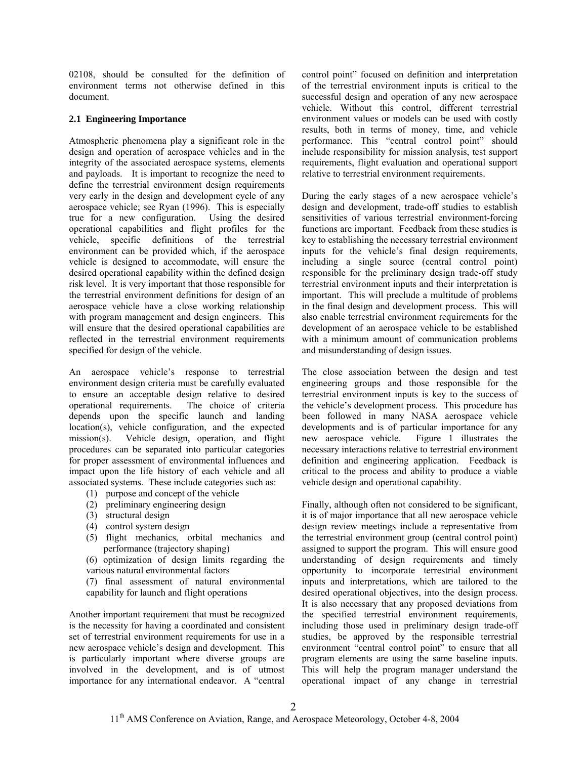02108, should be consulted for the definition of environment terms not otherwise defined in this document.

### 2.1 Engineering Importance

Atmospheric phenomena play a significant role in the design and operation of aerospace vehicles and in the integrity of the associated aerospace systems, elements and payloads. It is important to recognize the need to define the terrestrial environment design requirements very early in the design and development cycle of any aerospace vehicle; see Ryan (1996). This is especially true for a new configuration. Using the desired operational capabilities and flight profiles for the vehicle, specific definitions of the terrestrial environment can be provided which, if the aerospace vehicle is designed to accommodate, will ensure the desired operational capability within the defined design risk level. It is very important that those responsible for the terrestrial environment definitions for design of an aerospace vehicle have a close working relationship with program management and design engineers. This will ensure that the desired operational capabilities are reflected in the terrestrial environment requirements specified for design of the vehicle.

An aerospace vehicle's response to terrestrial environment design criteria must be carefully evaluated to ensure an acceptable design relative to desired operational requirements. The choice of criteria depends upon the specific launch and landing location(s), vehicle configuration, and the expected mission(s). Vehicle design, operation, and flight procedures can be separated into particular categories for proper assessment of environmental influences and impact upon the life history of each vehicle and all associated systems. These include categories such as:

1. purpose and concept of the vehicle
2. preliminary engineering design
3. structural design
4. control system design
5. flight mechanics, orbital mechanics and performance (trajectory shaping)
6. optimization of design limits regarding the various natural environmental factors
7. final assessment of natural environmental capability for launch and flight operations

Another important requirement that must be recognized is the necessity for having a coordinated and consistent set of terrestrial environment requirements for use in a new aerospace vehicle's design and development. This is particularly important where diverse groups are involved in the development, and is of utmost importance for any international endeavor. A "central control point" focused on definition and interpretation of the terrestrial environment inputs is critical to the successful design and operation of any new aerospace vehicle. Without this control, different terrestrial environment values or models can be used with costly results, both in terms of money, time, and vehicle performance. This "central control point" should include responsibility for mission analysis, test support requirements, flight evaluation and operational support relative to terrestrial environment requirements.

During the early stages of a new aerospace vehicle's design and development, trade-off studies to establish sensitivities of various terrestrial environment-forcing functions are important. Feedback from these studies is key to establishing the necessary terrestrial environment inputs for the vehicle's final design requirements, including a single source (central control point) responsible for the preliminary design trade-off study terrestrial environment inputs and their interpretation is important. This will preclude a multitude of problems in the final design and development process. This will also enable terrestrial environment requirements for the development of an aerospace vehicle to be established with a minimum amount of communication problems and misunderstanding of design issues.

The close association between the design and test engineering groups and those responsible for the terrestrial environment inputs is key to the success of the vehicle's development process. This procedure has been followed in many NASA aerospace vehicle developments and is of particular importance for any new aerospace vehicle. Figure 1 illustrates the necessary interactions relative to terrestrial environment definition and engineering application. Feedback is critical to the process and ability to produce a viable vehicle design and operational capability.

Finally, although often not considered to be significant, it is of major importance that all new aerospace vehicle design review meetings include a representative from the terrestrial environment group (central control point) assigned to support the program. This will ensure good understanding of design requirements and timely opportunity to incorporate terrestrial environment inputs and interpretations, which are tailored to the desired operational objectives, into the design process. It is also necessary that any proposed deviations from the specified terrestrial environment requirements, including those used in preliminary design trade-off studies, be approved by the responsible terrestrial environment "central control point" to ensure that all program elements are using the same baseline inputs. This will help the program manager understand the operational impact of any change in terrestrial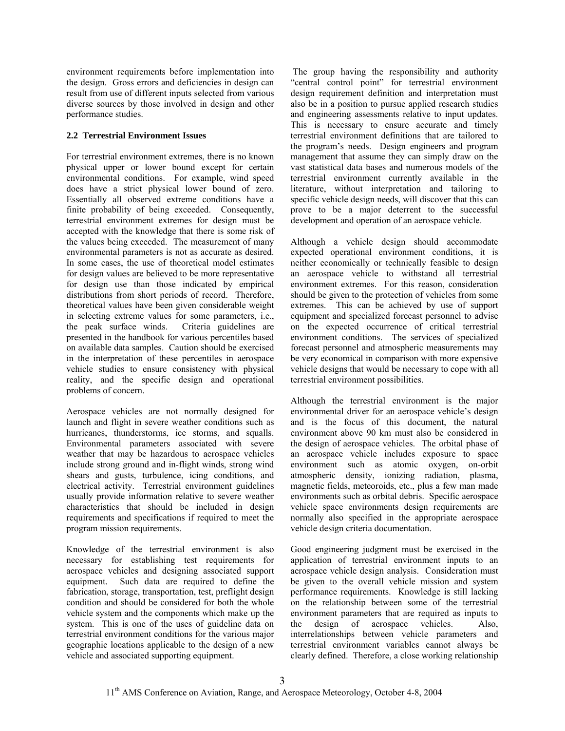environment requirements before implementation into the design. Gross errors and deficiencies in design can result from use of different inputs selected from various diverse sources by those involved in design and other performance studies.

### 2.2 Terrestrial Environment Issues

For terrestrial environment extremes, there is no known physical upper or lower bound except for certain environmental conditions. For example, wind speed does have a strict physical lower bound of zero. Essentially all observed extreme conditions have a finite probability of being exceeded. Consequently, terrestrial environment extremes for design must be accepted with the knowledge that there is some risk of the values being exceeded. The measurement of many environmental parameters is not as accurate as desired. In some cases, the use of theoretical model estimates for design values are believed to be more representative for design use than those indicated by empirical distributions from short periods of record. Therefore, theoretical values have been given considerable weight in selecting extreme values for some parameters, i.e., the peak surface winds. Criteria guidelines are presented in the handbook for various percentiles based on available data samples. Caution should be exercised in the interpretation of these percentiles in aerospace vehicle studies to ensure consistency with physical reality, and the specific design and operational problems of concern.

Aerospace vehicles are not normally designed for launch and flight in severe weather conditions such as hurricanes, thunderstorms, ice storms, and squalls. Environmental parameters associated with severe weather that may be hazardous to aerospace vehicles include strong ground and in-flight winds, strong wind shears and gusts, turbulence, icing conditions, and electrical activity. Terrestrial environment guidelines usually provide information relative to severe weather characteristics that should be included in design requirements and specifications if required to meet the program mission requirements.

Knowledge of the terrestrial environment is also necessary for establishing test requirements for aerospace vehicles and designing associated support equipment. Such data are required to define the fabrication, storage, transportation, test, preflight design condition and should be considered for both the whole vehicle system and the components which make up the system. This is one of the uses of guideline data on terrestrial environment conditions for the various major geographic locations applicable to the design of a new vehicle and associated supporting equipment.

The group having the responsibility and authority "central control point" for terrestrial environment design requirement definition and interpretation must also be in a position to pursue applied research studies and engineering assessments relative to input updates. This is necessary to ensure accurate and timely terrestrial environment definitions that are tailored to the program's needs. Design engineers and program management that assume they can simply draw on the vast statistical data bases and numerous models of the terrestrial environment currently available in the literature, without interpretation and tailoring to specific vehicle design needs, will discover that this can prove to be a major deterrent to the successful development and operation of an aerospace vehicle.

Although a vehicle design should accommodate expected operational environment conditions, it is neither economically or technically feasible to design an aerospace vehicle to withstand all terrestrial environment extremes. For this reason, consideration should be given to the protection of vehicles from some extremes. This can be achieved by use of support equipment and specialized forecast personnel to advise on the expected occurrence of critical terrestrial environment conditions. The services of specialized forecast personnel and atmospheric measurements may be very economical in comparison with more expensive vehicle designs that would be necessary to cope with all terrestrial environment possibilities.

Although the terrestrial environment is the major environmental driver for an aerospace vehicle's design and is the focus of this document, the natural environment above 90 km must also be considered in the design of aerospace vehicles. The orbital phase of an aerospace vehicle includes exposure to space environment such as atomic oxygen, on-orbit atmospheric density, ionizing radiation, plasma, magnetic fields, meteoroids, etc., plus a few man made environments such as orbital debris. Specific aerospace vehicle space environments design requirements are normally also specified in the appropriate aerospace vehicle design criteria documentation.

Good engineering judgment must be exercised in the application of terrestrial environment inputs to an aerospace vehicle design analysis. Consideration must be given to the overall vehicle mission and system performance requirements. Knowledge is still lacking on the relationship between some of the terrestrial environment parameters that are required as inputs to the design of aerospace vehicles. Also, interrelationships between vehicle parameters and terrestrial environment variables cannot always be clearly defined. Therefore, a close working relationship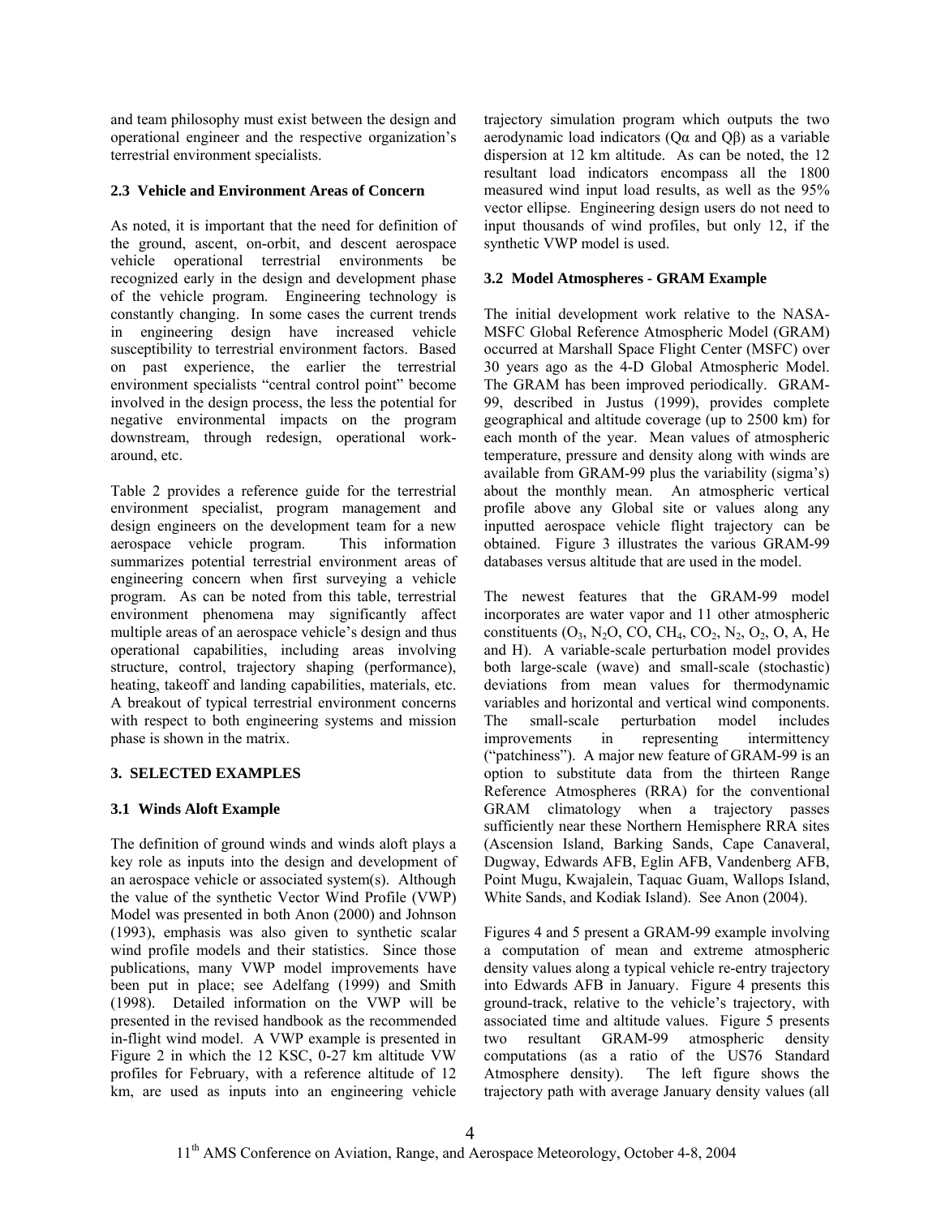and team philosophy must exist between the design and operational engineer and the respective organization's terrestrial environment specialists.

### 2.3 Vehicle and Environment Areas of Concern

As noted, it is important that the need for definition of the ground, ascent, on-orbit, and descent aerospace vehicle operational terrestrial environments be recognized early in the design and development phase of the vehicle program. Engineering technology is constantly changing. In some cases the current trends in engineering design have increased vehicle susceptibility to terrestrial environment factors. Based on past experience, the earlier the terrestrial environment specialists "central control point" become involved in the design process, the less the potential for negative environmental impacts on the program downstream, through redesign, operational work-around, etc.

Table 2 provides a reference guide for the terrestrial environment specialist, program management and design engineers on the development team for a new aerospace vehicle program. This information summarizes potential terrestrial environment areas of engineering concern when first surveying a vehicle program. As can be noted from this table, terrestrial environment phenomena may significantly affect multiple areas of an aerospace vehicle's design and thus operational capabilities, including areas involving structure, control, trajectory shaping (performance), heating, takeoff and landing capabilities, materials, etc. A breakout of typical terrestrial environment concerns with respect to both engineering systems and mission phase is shown in the matrix.

## 3. SELECTED EXAMPLES

### 3.1 Winds Aloft Example

The definition of ground winds and winds aloft plays a key role as inputs into the design and development of an aerospace vehicle or associated system(s). Although the value of the synthetic Vector Wind Profile (VWP) Model was presented in both Anon (2000) and Johnson (1993), emphasis was also given to synthetic scalar wind profile models and their statistics. Since those publications, many VWP model improvements have been put in place; see Adelfang (1999) and Smith (1998). Detailed information on the VWP will be presented in the revised handbook as the recommended in-flight wind model. A VWP example is presented in Figure 2 in which the 12 KSC, 0-27 km altitude VW profiles for February, with a reference altitude of 12 km, are used as inputs into an engineering vehicle trajectory simulation program which outputs the two aerodynamic load indicators ($Q\alpha$ and $Q\beta$) as a variable dispersion at 12 km altitude. As can be noted, the 12 resultant load indicators encompass all the 1800 measured wind input load results, as well as the 95% vector ellipse. Engineering design users do not need to input thousands of wind profiles, but only 12, if the synthetic VWP model is used.

### 3.2 Model Atmospheres - GRAM Example

The initial development work relative to the NASA-MSFC Global Reference Atmospheric Model (GRAM) occurred at Marshall Space Flight Center (MSFC) over 30 years ago as the 4-D Global Atmospheric Model. The GRAM has been improved periodically. GRAM-99, described in Justus (1999), provides complete geographical and altitude coverage (up to 2500 km) for each month of the year. Mean values of atmospheric temperature, pressure and density along with winds are available from GRAM-99 plus the variability (sigma's) about the monthly mean. An atmospheric vertical profile above any Global site or values along any inputted aerospace vehicle flight trajectory can be obtained. Figure 3 illustrates the various GRAM-99 databases versus altitude that are used in the model.

The newest features that the GRAM-99 model incorporates are water vapor and 11 other atmospheric constituents ($O_3$, $N_2O$, $CO$, $CH_4$, $CO_2$, $N_2$, $O_2$, $O$, $A$, $He$ and $H$). A variable-scale perturbation model provides both large-scale (wave) and small-scale (stochastic) deviations from mean values for thermodynamic variables and horizontal and vertical wind components. The small-scale perturbation model includes improvements in representing intermittency ("patchiness"). A major new feature of GRAM-99 is an option to substitute data from the thirteen Range Reference Atmospheres (RRA) for the conventional GRAM climatology when a trajectory passes sufficiently near these Northern Hemisphere RRA sites (Ascension Island, Barking Sands, Cape Canaveral, Dugway, Edwards AFB, Eglin AFB, Vandenberg AFB, Point Mugu, Kwajalein, Taquac Guam, Wallops Island, White Sands, and Kodiak Island). See Anon (2004).

Figures 4 and 5 present a GRAM-99 example involving a computation of mean and extreme atmospheric density values along a typical vehicle re-entry trajectory into Edwards AFB in January. Figure 4 presents this ground-track, relative to the vehicle's trajectory, with associated time and altitude values. Figure 5 presents two resultant GRAM-99 atmospheric density computations (as a ratio of the US76 Standard Atmosphere density). The left figure shows the trajectory path with average January density values (all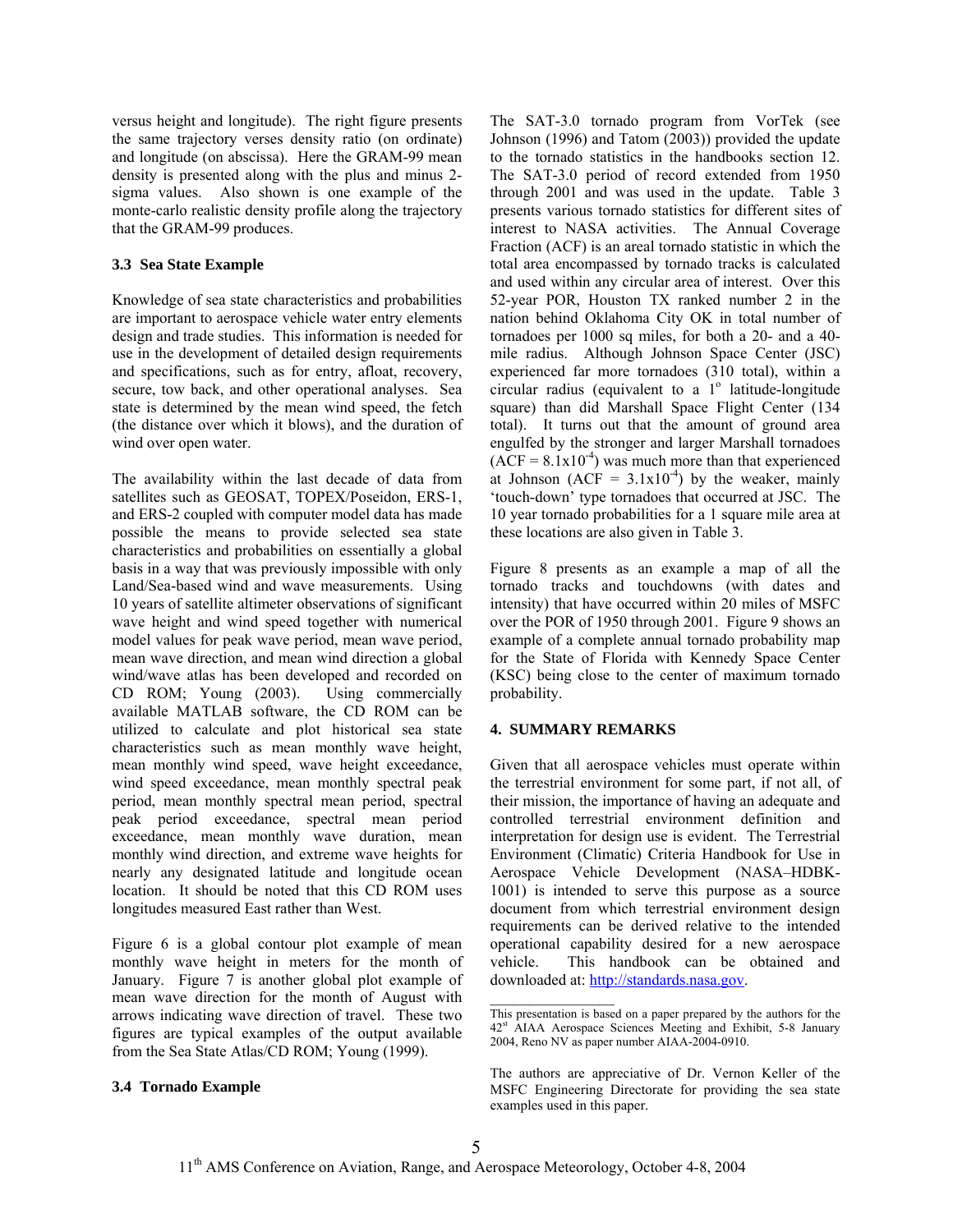versus height and longitude). The right figure presents the same trajectory verses density ratio (on ordinate) and longitude (on abscissa). Here the GRAM-99 mean density is presented along with the plus and minus 2-sigma values. Also shown is one example of the monte-carlo realistic density profile along the trajectory that the GRAM-99 produces.

### 3.3 Sea State Example

Knowledge of sea state characteristics and probabilities are important to aerospace vehicle water entry elements design and trade studies. This information is needed for use in the development of detailed design requirements and specifications, such as for entry, afloat, recovery, secure, tow back, and other operational analyses. Sea state is determined by the mean wind speed, the fetch (the distance over which it blows), and the duration of wind over open water.

The availability within the last decade of data from satellites such as GEOSAT, TOPEX/Poseidon, ERS-1, and ERS-2 coupled with computer model data has made possible the means to provide selected sea state characteristics and probabilities on essentially a global basis in a way that was previously impossible with only Land/Sea-based wind and wave measurements. Using 10 years of satellite altimeter observations of significant wave height and wind speed together with numerical model values for peak wave period, mean wave period, mean wave direction, and mean wind direction a global wind/wave atlas has been developed and recorded on CD ROM; Young (2003). Using commercially available MATLAB software, the CD ROM can be utilized to calculate and plot historical sea state characteristics such as mean monthly wave height, mean monthly wind speed, wave height exceedance, wind speed exceedance, mean monthly spectral peak period, mean monthly spectral mean period, spectral peak period exceedance, spectral mean period exceedance, mean monthly wave duration, mean monthly wind direction, and extreme wave heights for nearly any designated latitude and longitude ocean location. It should be noted that this CD ROM uses longitudes measured East rather than West.

Figure 6 is a global contour plot example of mean monthly wave height in meters for the month of January. Figure 7 is another global plot example of mean wave direction for the month of August with arrows indicating wave direction of travel. These two figures are typical examples of the output available from the Sea State Atlas/CD ROM; Young (1999).

### 3.4 Tornado Example

The SAT-3.0 tornado program from VorTek (see Johnson (1996) and Tatom (2003)) provided the update to the tornado statistics in the handbooks section 12. The SAT-3.0 period of record extended from 1950 through 2001 and was used in the update. Table 3 presents various tornado statistics for different sites of interest to NASA activities. The Annual Coverage Fraction (ACF) is an areal tornado statistic in which the total area encompassed by tornado tracks is calculated and used within any circular area of interest. Over this 52-year POR, Houston TX ranked number 2 in the nation behind Oklahoma City OK in total number of tornadoes per 1000 sq miles, for both a 20- and a 40-mile radius. Although Johnson Space Center (JSC) experienced far more tornadoes (310 total), within a circular radius (equivalent to a $1^{o}$ latitude-longitude square) than did Marshall Space Flight Center (134 total). It turns out that the amount of ground area engulfed by the stronger and larger Marshall tornadoes ($ACF = 8.1x10^{-4}$) was much more than that experienced at Johnson ($ACF = 3.1x10^{-4}$) by the weaker, mainly 'touch-down' type tornadoes that occurred at JSC. The 10 year tornado probabilities for a 1 square mile area at these locations are also given in Table 3.

Figure 8 presents as an example a map of all the tornado tracks and touchdowns (with dates and intensity) that have occurred within 20 miles of MSFC over the POR of 1950 through 2001. Figure 9 shows an example of a complete annual tornado probability map for the State of Florida with Kennedy Space Center (KSC) being close to the center of maximum tornado probability.

## 4. SUMMARY REMARKS

Given that all aerospace vehicles must operate within the terrestrial environment for some part, if not all, of their mission, the importance of having an adequate and controlled terrestrial environment definition and interpretation for design use is evident. The Terrestrial Environment (Climatic) Criteria Handbook for Use in Aerospace Vehicle Development (NASA–HDBK-1001) is intended to serve this purpose as a source document from which terrestrial environment design requirements can be derived relative to the intended operational capability desired for a new aerospace vehicle. This handbook can be obtained and downloaded at: http://standards.nasa.gov.

---

This presentation is based on a paper prepared by the authors for the 42st AIAA Aerospace Sciences Meeting and Exhibit, 5-8 January 2004, Reno NV as paper number AIAA-2004-0910.

The authors are appreciative of Dr. Vernon Keller of the MSFC Engineering Directorate for providing the sea state examples used in this paper.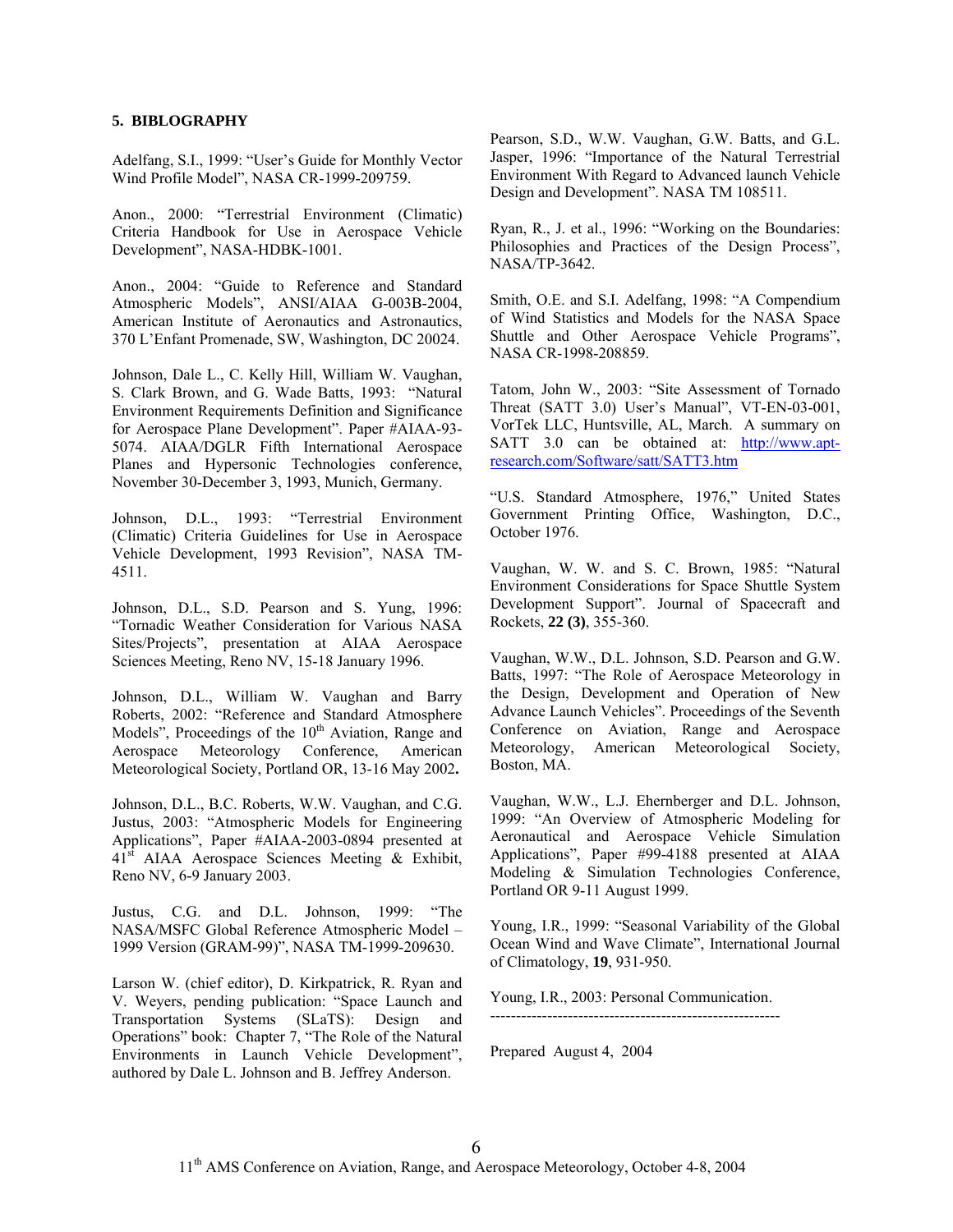## 5. BIBLOGRAPHY

Adelfang, S.I., 1999: "User's Guide for Monthly Vector Wind Profile Model", NASA CR-1999-209759.

Anon., 2000: "Terrestrial Environment (Climatic) Criteria Handbook for Use in Aerospace Vehicle Development", NASA-HDBK-1001.

Anon., 2004: "Guide to Reference and Standard Atmospheric Models", ANSI/AIAA G-003B-2004, American Institute of Aeronautics and Astronautics, 370 L'Enfant Promenade, SW, Washington, DC 20024.

Johnson, Dale L., C. Kelly Hill, William W. Vaughan, S. Clark Brown, and G. Wade Batts, 1993: "Natural Environment Requirements Definition and Significance for Aerospace Plane Development". Paper #AIAA-93-5074. AIAA/DGLR Fifth International Aerospace Planes and Hypersonic Technologies conference, November 30-December 3, 1993, Munich, Germany.

Johnson, D.L., 1993: "Terrestrial Environment (Climatic) Criteria Guidelines for Use in Aerospace Vehicle Development, 1993 Revision", NASA TM-4511.

Johnson, D.L., S.D. Pearson and S. Yung, 1996: "Tornadic Weather Consideration for Various NASA Sites/Projects", presentation at AIAA Aerospace Sciences Meeting, Reno NV, 15-18 January 1996.

Johnson, D.L., William W. Vaughan and Barry Roberts, 2002: "Reference and Standard Atmosphere Models", Proceedings of the 10th Aviation, Range and Aerospace Meteorology Conference, American Meteorological Society, Portland OR, 13-16 May 2002**.**

Johnson, D.L., B.C. Roberts, W.W. Vaughan, and C.G. Justus, 2003: "Atmospheric Models for Engineering Applications", Paper #AIAA-2003-0894 presented at 41st AIAA Aerospace Sciences Meeting & Exhibit, Reno NV, 6-9 January 2003.

Justus, C.G. and D.L. Johnson, 1999: "The NASA/MSFC Global Reference Atmospheric Model – 1999 Version (GRAM-99)", NASA TM-1999-209630.

Larson W. (chief editor), D. Kirkpatrick, R. Ryan and V. Weyers, pending publication: "Space Launch and Transportation Systems (SLaTS): Design and Operations" book: Chapter 7, "The Role of the Natural Environments in Launch Vehicle Development", authored by Dale L. Johnson and B. Jeffrey Anderson.

Pearson, S.D., W.W. Vaughan, G.W. Batts, and G.L. Jasper, 1996: "Importance of the Natural Terrestrial Environment With Regard to Advanced launch Vehicle Design and Development". NASA TM 108511.

Ryan, R., J. et al., 1996: "Working on the Boundaries: Philosophies and Practices of the Design Process", NASA/TP-3642.

Smith, O.E. and S.I. Adelfang, 1998: "A Compendium of Wind Statistics and Models for the NASA Space Shuttle and Other Aerospace Vehicle Programs", NASA CR-1998-208859.

Tatom, John W., 2003: "Site Assessment of Tornado Threat (SATT 3.0) User's Manual", VT-EN-03-001, VorTek LLC, Huntsville, AL, March. A summary on SATT 3.0 can be obtained at: http://www.apt-research.com/Software/satt/SATT3.htm

"U.S. Standard Atmosphere, 1976," United States Government Printing Office, Washington, D.C., October 1976.

Vaughan, W. W. and S. C. Brown, 1985: "Natural Environment Considerations for Space Shuttle System Development Support". Journal of Spacecraft and Rockets, **22 (3)**, 355-360.

Vaughan, W.W., D.L. Johnson, S.D. Pearson and G.W. Batts, 1997: "The Role of Aerospace Meteorology in the Design, Development and Operation of New Advance Launch Vehicles". Proceedings of the Seventh Conference on Aviation, Range and Aerospace Meteorology, American Meteorological Society, Boston, MA.

Vaughan, W.W., L.J. Ehernberger and D.L. Johnson, 1999: "An Overview of Atmospheric Modeling for Aeronautical and Aerospace Vehicle Simulation Applications", Paper #99-4188 presented at AIAA Modeling & Simulation Technologies Conference, Portland OR 9-11 August 1999.

Young, I.R., 1999: "Seasonal Variability of the Global Ocean Wind and Wave Climate", International Journal of Climatology, **19**, 931-950.

Young, I.R., 2003: Personal Communication.

---

Prepared August 4, 2004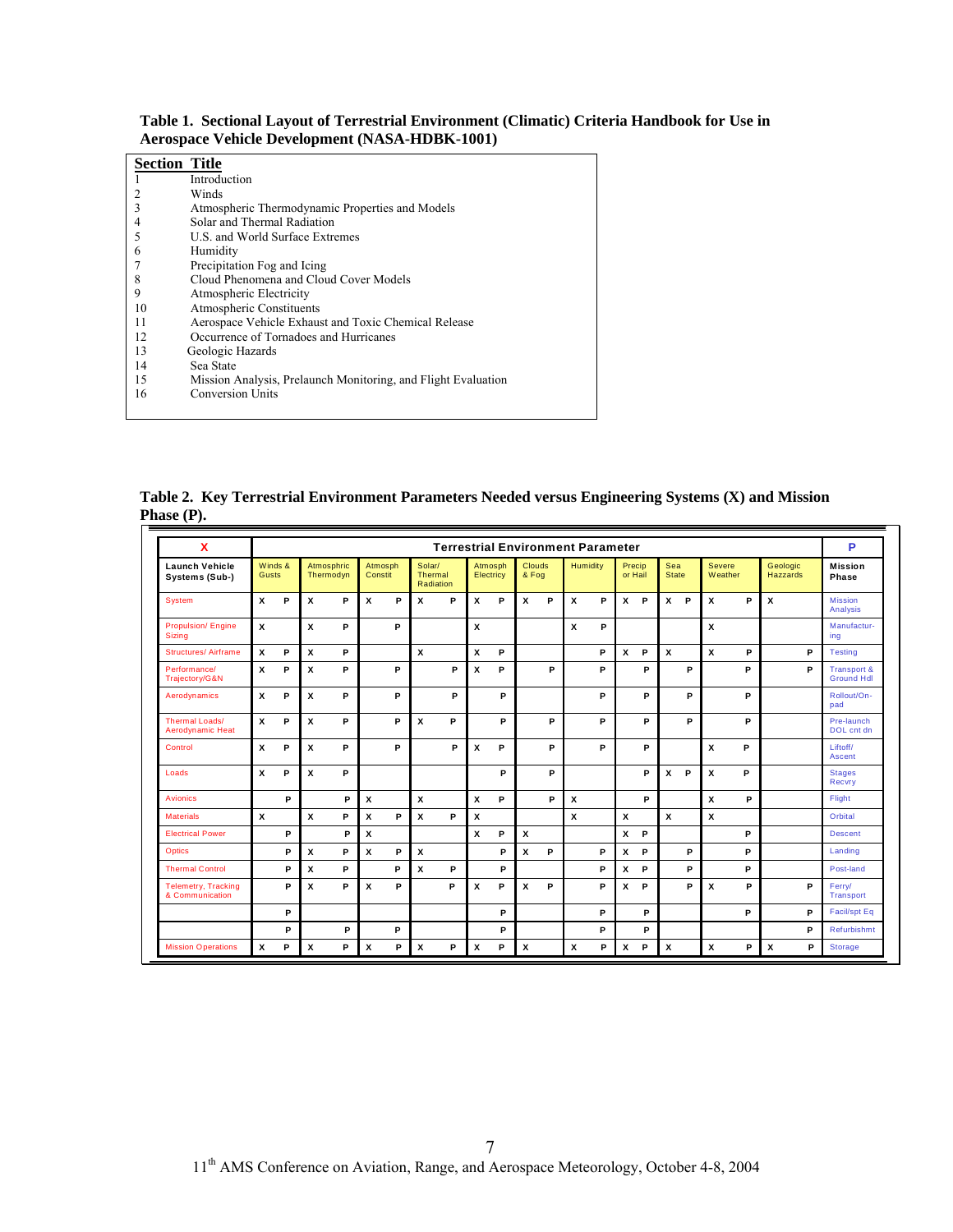**Table 1. Sectional Layout of Terrestrial Environment (Climatic) Criteria Handbook for Use in Aerospace Vehicle Development (NASA-HDBK-1001)**

| Section | Title |
|---|---|
| 1 | Introduction |
| 2 | Winds |
| 3 | Atmospheric Thermodynamic Properties and Models |
| 4 | Solar and Thermal Radiation |
| 5 | U.S. and World Surface Extremes |
| 6 | Humidity |
| 7 | Precipitation Fog and Icing |
| 8 | Cloud Phenomena and Cloud Cover Models |
| 9 | Atmospheric Electricity |
| 10 | Atmospheric Constituents |
| 11 | Aerospace Vehicle Exhaust and Toxic Chemical Release |
| 12 | Occurrence of Tornadoes and Hurricanes |
| 13 | Geologic Hazards |
| 14 | Sea State |
| 15 | Mission Analysis, Prelaunch Monitoring, and Flight Evaluation |
| 16 | Conversion Units |

**Table 2. Key Terrestrial Environment Parameters Needed versus Engineering Systems (X) and Mission Phase (P).**

| X | Terrestrial Environment Parameter | | | | | | | | | | | P |
|---|---|---|---|---|---|---|---|---|---|---|---|---|
| **Launch Vehicle Systems (Sub-)** | Winds & Gusts | Atmosphric Thermodyn | Atmosph Constit | Solar/ Thermal Radiation | Atmosph Electricy | Clouds & Fog | Humidity | Precip or Hail | Sea State | Severe Weather | Geologic Hazzards | **Mission Phase** |
| System | X P | X P | X P | X P | X P | X P | X P | X P | X P | X P | X | Mission Analysis |
| Propulsion/ Engine Sizing | X | X P | P | | X | | X P | | | X | | Manufacturing |
| Structures/ Airframe | X P | X P | | X | X P | | P | X P | X | X P | P | Testing |
| Performance/ Trajectory/G&N | X P | X P | P | P | X P | P | P | P | P | P | P | Transport & Ground Hdl |
| Aerodynamics | X P | X P | P | P | P | | P | P | P | P | | Rollout/On-pad |
| Thermal Loads/ Aerodynamic Heat | X P | X P | P | X P | P | P | P | P | P | P | | Pre-launch DOL cnt dn |
| Control | X P | X P | P | P | X P | P | P | P | | X P | | Liftoff/ Ascent |
| Loads | X P | X P | | | P | P | | P | X P | X P | | Stages Recvry |
| Avionics | P | P | X | X | X P | P | X | P | | X P | | Flight |
| Materials | X | X P | X P | X P | X | | X | X | X | X | | Orbital |
| Electrical Power | P | P | X | | X P | X | | X P | | P | | Descent |
| Optics | P | X P | X P | X | P | X P | P | X P | P | P | | Landing |
| Thermal Control | P | X P | P | X P | P | | P | X P | P | P | | Post-land |
| Telemetry, Tracking & Communication | P | X P | X P | P | X P | X P | P | X P | P | X P | P | Ferry/ Transport |
| | P | | | | P | | P | P | | P | P | Facil/spt Eq |
| | P | P | P | | P | | P | P | | | P | Refurbishmt |
| Mission Operations | X P | X P | X P | X P | X P | X | X P | X P | X | X P | X P | Storage |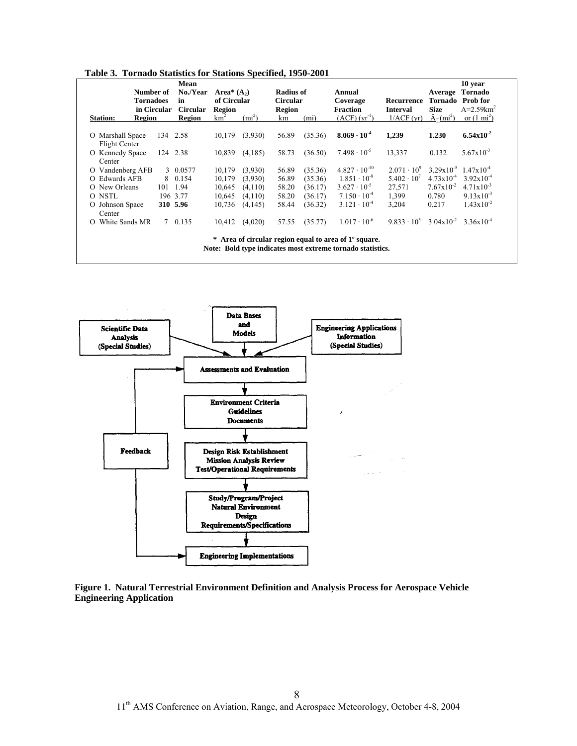**Table 3. Tornado Statistics for Stations Specified, 1950-2001**

| Station: | Number of Tornadoes in Circular Region | Mean No./Year in Circular Region | Area* ($A_2$) of Circular Region $km^2$ | $(mi^2)$ | Radius of Circular Region km | (mi) | Annual Coverage Fraction (ACF) $(yr^{-1})$ | Recurrence Interval 1/ACF (yr) | Average Tornado Size $\bar{A}_T (mi^2)$ | 10 year Tornado Prob for $A=2.59km^2$ or $(1\ mi^2)$ |
|---|---|---|---|---|---|---|---|---|---|---|
| O Marshall Space Flight Center | 134 | 2.58 | 10,179 | (3,930) | 56.89 | (35.36) | **$8.069 \cdot 10^{-4}$** | **1,239** | **1.230** | **$6.54x10^{-2}$** |
| O Kennedy Space Center | 124 | 2.38 | 10,839 | (4,185) | 58.73 | (36.50) | $7.498 \cdot 10^{-5}$ | 13,337 | 0.132 | $5.67x10^{-3}$ |
| O Vandenberg AFB | 3 | 0.0577 | 10,179 | (3,930) | 56.89 | (35.36) | $4.827 \cdot 10^{-10}$ | $2.071 \cdot 10^{9}$ | $3.29x10^{-5}$ | $1.47x10^{-4}$ |
| O Edwards AFB | 8 | 0.154 | 10,179 | (3,930) | 56.89 | (35.36) | $1.851 \cdot 10^{-8}$ | $5.402 \cdot 10^{7}$ | $4.73x10^{-4}$ | $3.92x10^{-4}$ |
| O New Orleans | 101 | 1.94 | 10,645 | (4,110) | 58.20 | (36.17) | $3.627 \cdot 10^{-5}$ | 27,571 | $7.67x10^{-2}$ | $4.71x10^{-3}$ |
| O NSTL | 196 | 3.77 | 10,645 | (4,110) | 58.20 | (36.17) | $7.150 \cdot 10^{-4}$ | 1,399 | 0.780 | $9.13x10^{-3}$ |
| O Johnson Space Center | **310** | **5.96** | 10,736 | (4,145) | 58.44 | (36.32) | $3.121 \cdot 10^{-4}$ | 3,204 | 0.217 | $1.43x10^{-2}$ |
| O White Sands MR | 7 | 0.135 | 10,412 | (4,020) | 57.55 | (35.77) | $1.017 \cdot 10^{-6}$ | $9.833 \cdot 10^{5}$ | $3.04x10^{-2}$ | $3.36x10^{-4}$ |

**\* Area of circular region equal to area of 1º square.**
**Note: Bold type indicates most extreme tornado statistics.**

**Figure 1. Natural Terrestrial Environment Definition and Analysis Process for Aerospace Vehicle Engineering Application**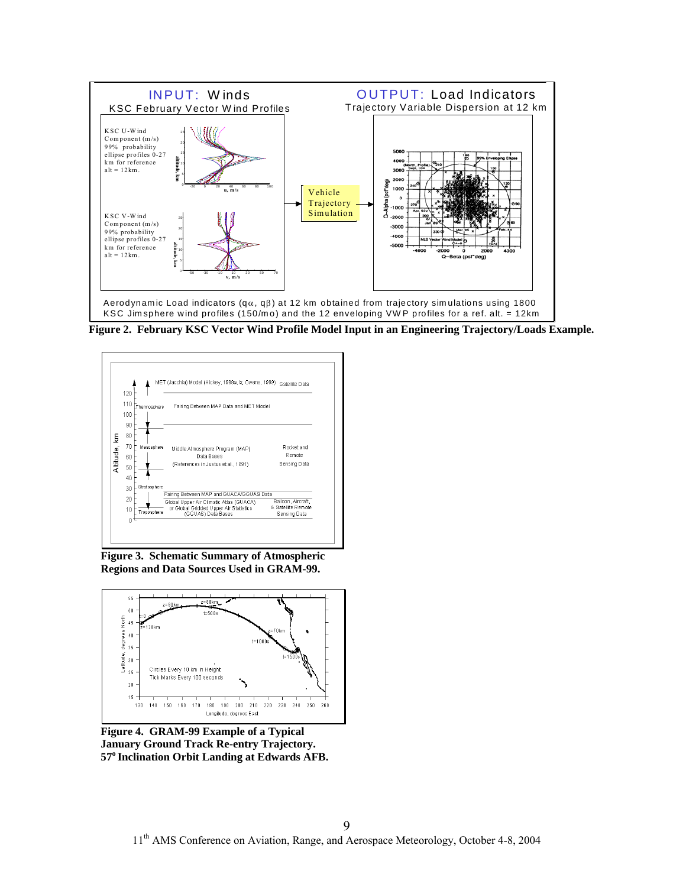**Figure 2. February KSC Vector Wind Profile Model Input in an Engineering Trajectory/Loads Example.**

**Figure 3. Schematic Summary of Atmospheric Regions and Data Sources Used in GRAM-99.**

**Figure 4. GRAM-99 Example of a Typical January Ground Track Re-entry Trajectory. 57° Inclination Orbit Landing at Edwards AFB.**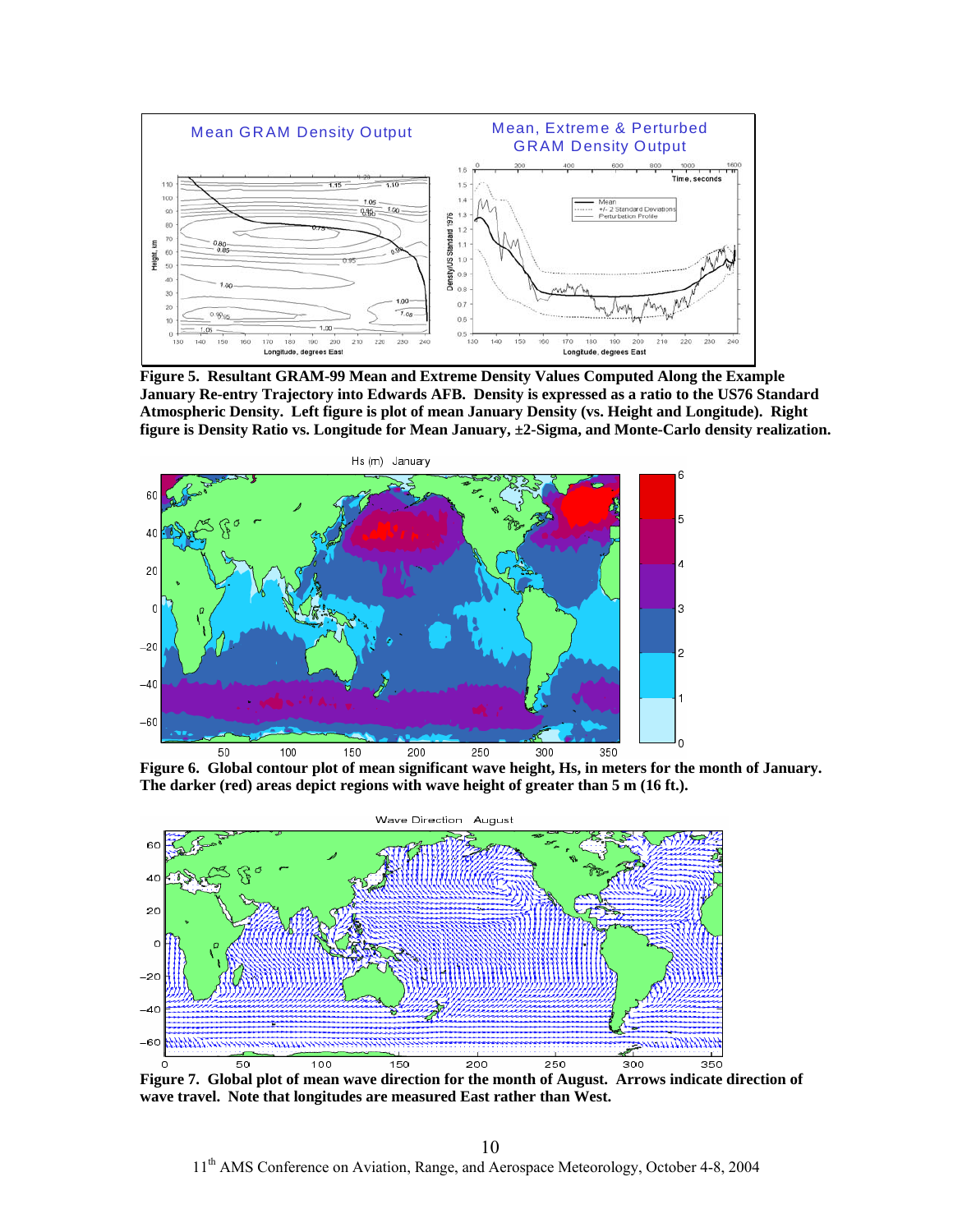**Figure 5. Resultant GRAM-99 Mean and Extreme Density Values Computed Along the Example January Re-entry Trajectory into Edwards AFB. Density is expressed as a ratio to the US76 Standard Atmospheric Density. Left figure is plot of mean January Density (vs. Height and Longitude). Right figure is Density Ratio vs. Longitude for Mean January, ±2-Sigma, and Monte-Carlo density realization.**

**Figure 6. Global contour plot of mean significant wave height, Hs, in meters for the month of January. The darker (red) areas depict regions with wave height of greater than 5 m (16 ft.).**

**Figure 7. Global plot of mean wave direction for the month of August. Arrows indicate direction of wave travel. Note that longitudes are measured East rather than West.**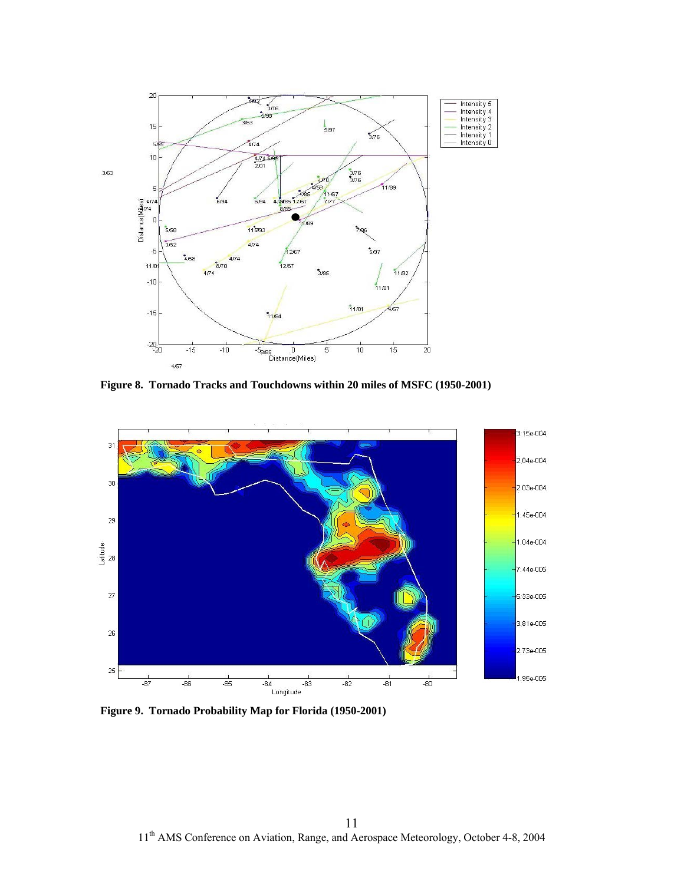Intensity 5
Intensity 4
Intensity 3
Intensity 2
Intensity 1
Intensity 0

Distance(Miles)

Distance(Miles)

**Figure 8. Tornado Tracks and Touchdowns within 20 miles of MSFC (1950-2001)**

3.15e-004
2.84e-004
2.03e-004
1.45e-004
1.04e-004
7.44e-005
5.33e-005
3.81e-005
2.73e-005
1.95e-005

Latitude

Longitude

**Figure 9. Tornado Probability Map for Florida (1950-2001)**